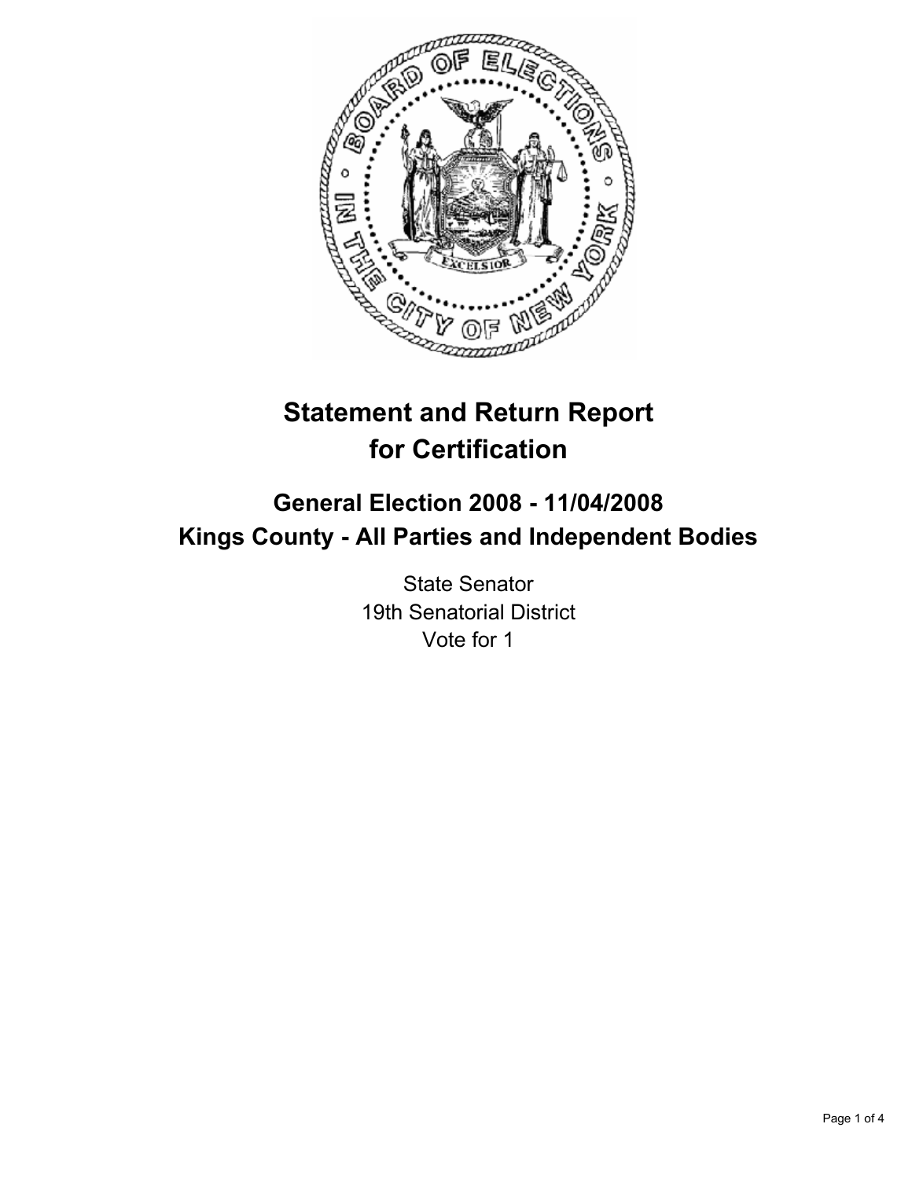# Statement and Return Report for Certification

## General Election 2008 - 11/04/2008
## Kings County - All Parties and Independent Bodies

State Senator
19th Senatorial District
Vote for 1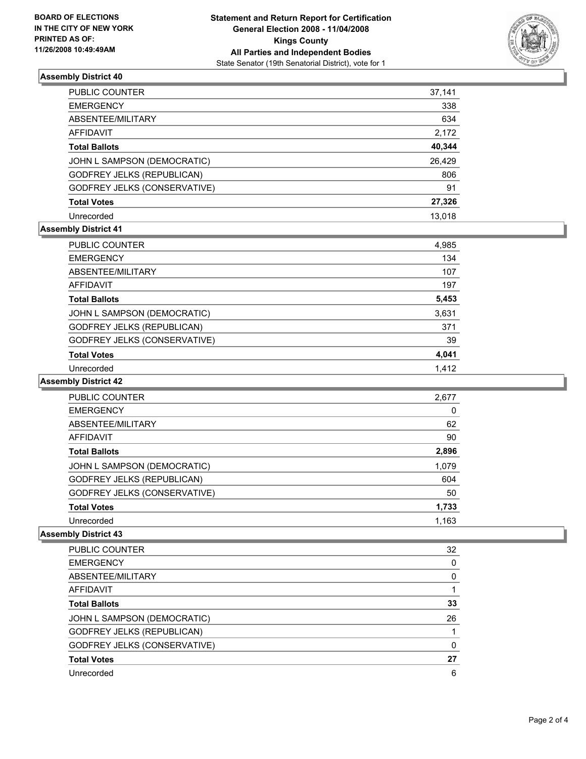**BOARD OF ELECTIONS IN THE CITY OF NEW YORK PRINTED AS OF: 11/26/2008 10:49:49AM**

**Statement and Return Report for Certification**
**General Election 2008 - 11/04/2008**
**Kings County**
**All Parties and Independent Bodies**
State Senator (19th Senatorial District), vote for 1

## Assembly District 40

| | |
|---|---|
| PUBLIC COUNTER | 37,141 |
| EMERGENCY | 338 |
| ABSENTEE/MILITARY | 634 |
| AFFIDAVIT | 2,172 |
| **Total Ballots** | **40,344** |
| JOHN L SAMPSON (DEMOCRATIC) | 26,429 |
| GODFREY JELKS (REPUBLICAN) | 806 |
| GODFREY JELKS (CONSERVATIVE) | 91 |
| **Total Votes** | **27,326** |
| Unrecorded | 13,018 |

## Assembly District 41

| | |
|---|---|
| PUBLIC COUNTER | 4,985 |
| EMERGENCY | 134 |
| ABSENTEE/MILITARY | 107 |
| AFFIDAVIT | 197 |
| **Total Ballots** | **5,453** |
| JOHN L SAMPSON (DEMOCRATIC) | 3,631 |
| GODFREY JELKS (REPUBLICAN) | 371 |
| GODFREY JELKS (CONSERVATIVE) | 39 |
| **Total Votes** | **4,041** |
| Unrecorded | 1,412 |

## Assembly District 42

| | |
|---|---|
| PUBLIC COUNTER | 2,677 |
| EMERGENCY | 0 |
| ABSENTEE/MILITARY | 62 |
| AFFIDAVIT | 90 |
| **Total Ballots** | **2,896** |
| JOHN L SAMPSON (DEMOCRATIC) | 1,079 |
| GODFREY JELKS (REPUBLICAN) | 604 |
| GODFREY JELKS (CONSERVATIVE) | 50 |
| **Total Votes** | **1,733** |
| Unrecorded | 1,163 |

## Assembly District 43

| | |
|---|---|
| PUBLIC COUNTER | 32 |
| EMERGENCY | 0 |
| ABSENTEE/MILITARY | 0 |
| AFFIDAVIT | 1 |
| **Total Ballots** | **33** |
| JOHN L SAMPSON (DEMOCRATIC) | 26 |
| GODFREY JELKS (REPUBLICAN) | 1 |
| GODFREY JELKS (CONSERVATIVE) | 0 |
| **Total Votes** | **27** |
| Unrecorded | 6 |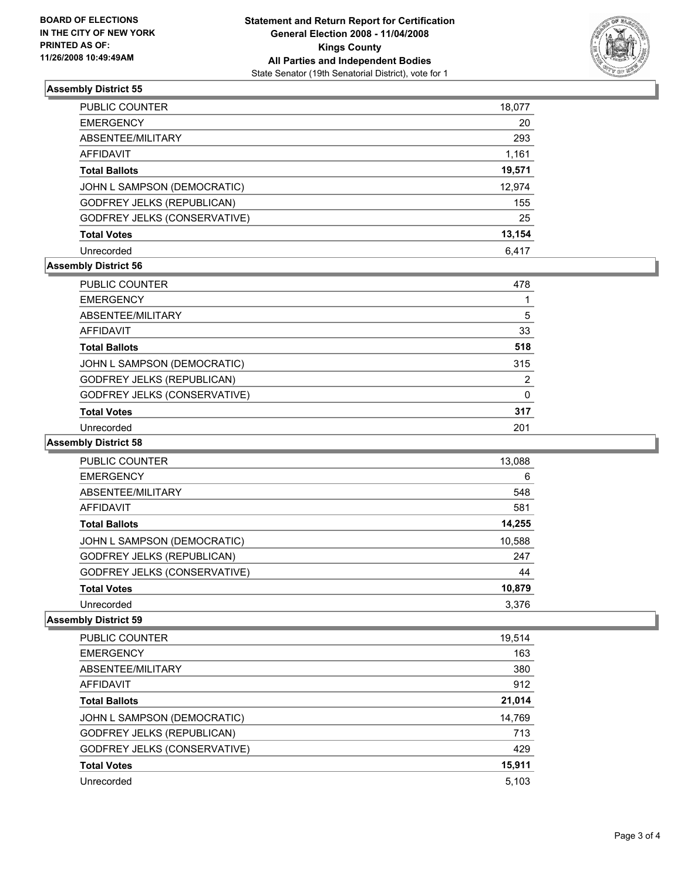BOARD OF ELECTIONS
IN THE CITY OF NEW YORK
PRINTED AS OF:
11/26/2008 10:49:49AM

**Statement and Return Report for Certification**
**General Election 2008 - 11/04/2008**
**Kings County**
**All Parties and Independent Bodies**
State Senator (19th Senatorial District), vote for 1

### Assembly District 55

| | |
|---|---|
| PUBLIC COUNTER | 18,077 |
| EMERGENCY | 20 |
| ABSENTEE/MILITARY | 293 |
| AFFIDAVIT | 1,161 |
| **Total Ballots** | **19,571** |
| JOHN L SAMPSON (DEMOCRATIC) | 12,974 |
| GODFREY JELKS (REPUBLICAN) | 155 |
| GODFREY JELKS (CONSERVATIVE) | 25 |
| **Total Votes** | **13,154** |
| Unrecorded | 6,417 |

### Assembly District 56

| | |
|---|---|
| PUBLIC COUNTER | 478 |
| EMERGENCY | 1 |
| ABSENTEE/MILITARY | 5 |
| AFFIDAVIT | 33 |
| **Total Ballots** | **518** |
| JOHN L SAMPSON (DEMOCRATIC) | 315 |
| GODFREY JELKS (REPUBLICAN) | 2 |
| GODFREY JELKS (CONSERVATIVE) | 0 |
| **Total Votes** | **317** |
| Unrecorded | 201 |

### Assembly District 58

| | |
|---|---|
| PUBLIC COUNTER | 13,088 |
| EMERGENCY | 6 |
| ABSENTEE/MILITARY | 548 |
| AFFIDAVIT | 581 |
| **Total Ballots** | **14,255** |
| JOHN L SAMPSON (DEMOCRATIC) | 10,588 |
| GODFREY JELKS (REPUBLICAN) | 247 |
| GODFREY JELKS (CONSERVATIVE) | 44 |
| **Total Votes** | **10,879** |
| Unrecorded | 3,376 |

### Assembly District 59

| | |
|---|---|
| PUBLIC COUNTER | 19,514 |
| EMERGENCY | 163 |
| ABSENTEE/MILITARY | 380 |
| AFFIDAVIT | 912 |
| **Total Ballots** | **21,014** |
| JOHN L SAMPSON (DEMOCRATIC) | 14,769 |
| GODFREY JELKS (REPUBLICAN) | 713 |
| GODFREY JELKS (CONSERVATIVE) | 429 |
| **Total Votes** | **15,911** |
| Unrecorded | 5,103 |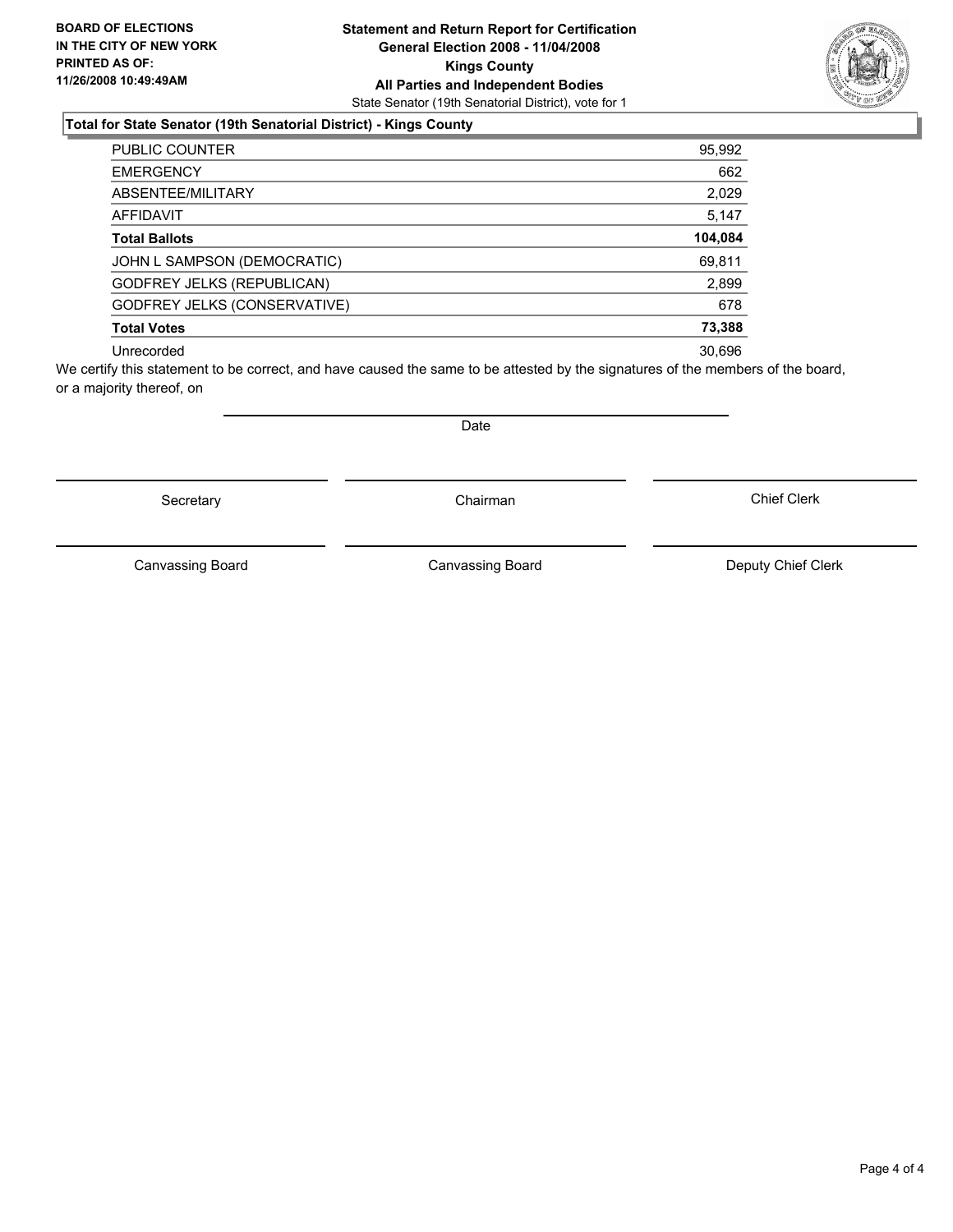**BOARD OF ELECTIONS IN THE CITY OF NEW YORK**
**PRINTED AS OF:**
**11/26/2008 10:49:49AM**

**Statement and Return Report for Certification**
**General Election 2008 - 11/04/2008**
**Kings County**
**All Parties and Independent Bodies**
State Senator (19th Senatorial District), vote for 1

## Total for State Senator (19th Senatorial District) - Kings County

| | |
|---|---|
| PUBLIC COUNTER | 95,992 |
| EMERGENCY | 662 |
| ABSENTEE/MILITARY | 2,029 |
| AFFIDAVIT | 5,147 |
| **Total Ballots** | **104,084** |
| JOHN L SAMPSON (DEMOCRATIC) | 69,811 |
| GODFREY JELKS (REPUBLICAN) | 2,899 |
| GODFREY JELKS (CONSERVATIVE) | 678 |
| **Total Votes** | **73,388** |
| Unrecorded | 30,696 |

We certify this statement to be correct, and have caused the same to be attested by the signatures of the members of the board, or a majority thereof, on

Date

Secretary | Chairman | Chief Clerk

Canvassing Board | Canvassing Board | Deputy Chief Clerk